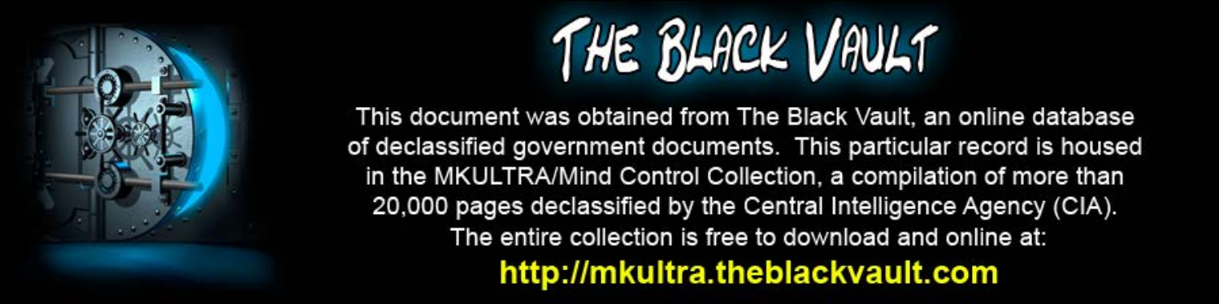# THE BLACK VAULT

This document was obtained from The Black Vault, an online database of declassified government documents. This particular record is housed in the MKULTRA/Mind Control Collection, a compilation of more than 20,000 pages declassified by the Central Intelligence Agency (CIA). The entire collection is free to download and online at:

**http://mkultra.theblackvault.com**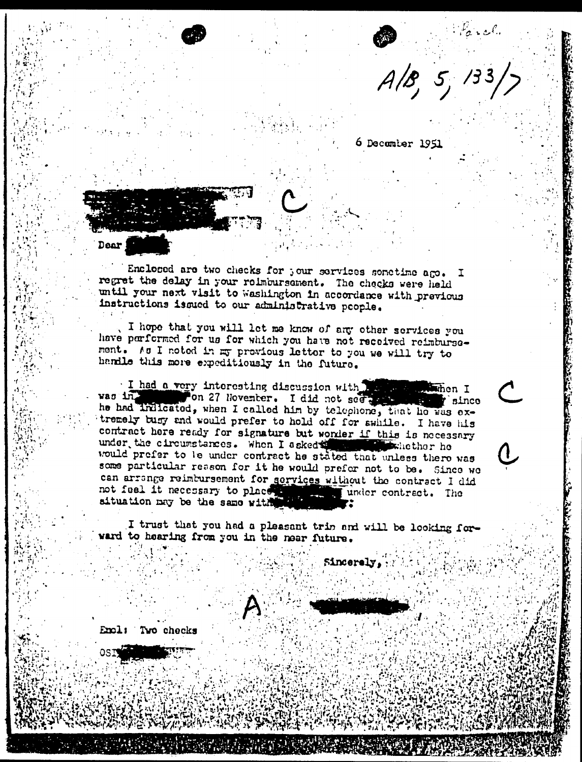A/B, 5, 133/7

6 December 1951

Dear

Enclosed are two checks for your services sometime ago. I regret the delay in your reimbursement. The checks were held until your next visit to Washington in accordance with previous instructions issued to our administrative people.

I hope that you will let me know of any other services you have performed for us for which you have not received reimbursement. As I noted in my previous letter to you we will try to handle this more expeditiously in the future.

I had a very interesting discussion with when I was in on 27 November. I did not see since he had indicated, when I called him by telephone, that he was extremely busy and would prefer to hold off for awhile. I have his contract here ready for signature but wonder if this is necessary under the circumstances. When I asked whether he would prefer to be under contract he stated that unless there was some particular reason for it he would prefer not to be. Since we can arrange reimbursement for services without the contract I did not feel it necessary to place under contract. The situation may be the same with .

I trust that you had a pleasant trip and will be looking forward to hearing from you in the near future.

Sincerely,

Encl: Two checks

OSI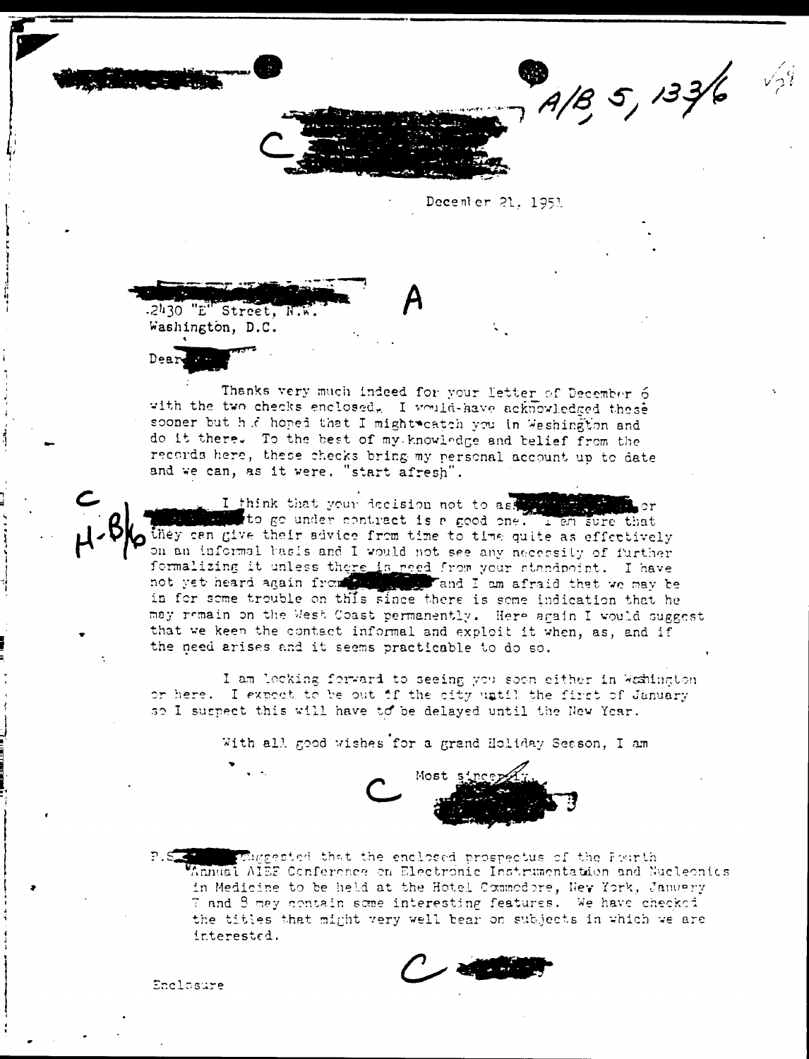A/B, 5, 133/6

C

December 21, 1951

A

2430 "E" Street, N.W.
Washington, D.C.

Dear

Thanks very much indeed for your letter of December 6 with the two checks enclosed. I would have acknowledged these sooner but had hoped that I might catch you in Washington and do it there. To the best of my knowledge and belief from the records here, these checks bring my personal account up to date and we can, as it were, "start afresh".

C
H-B/6

I think that your decision not to ask or to go under contract is a good one. I am sure that they can give their advice from time to time quite as effectively on an informal basis and I would not see any necessity of further formalizing it unless there is need from your standpoint. I have not yet heard again from and I am afraid that we may be in for some trouble on this since there is some indication that he may remain on the West Coast permanently. Here again I would suggest that we keep the contact informal and exploit it when, as, and if the need arises and it seems practicable to do so.

I am looking forward to seeing you soon either in Washington or here. I expect to be out of the city until the first of January so I suspect this will have to be delayed until the New Year.

With all good wishes for a grand Holiday Season, I am

C Most sincerely,

P.S. suggested that the enclosed prospectus of the Fourth Annual AIEE Conference on Electronic Instrumentation and Nucleonics in Medicine to be held at the Hotel Commodore, New York, January 7 and 8 may contain some interesting features. We have checked the titles that might very well bear on subjects in which we are interested.

C

Enclosure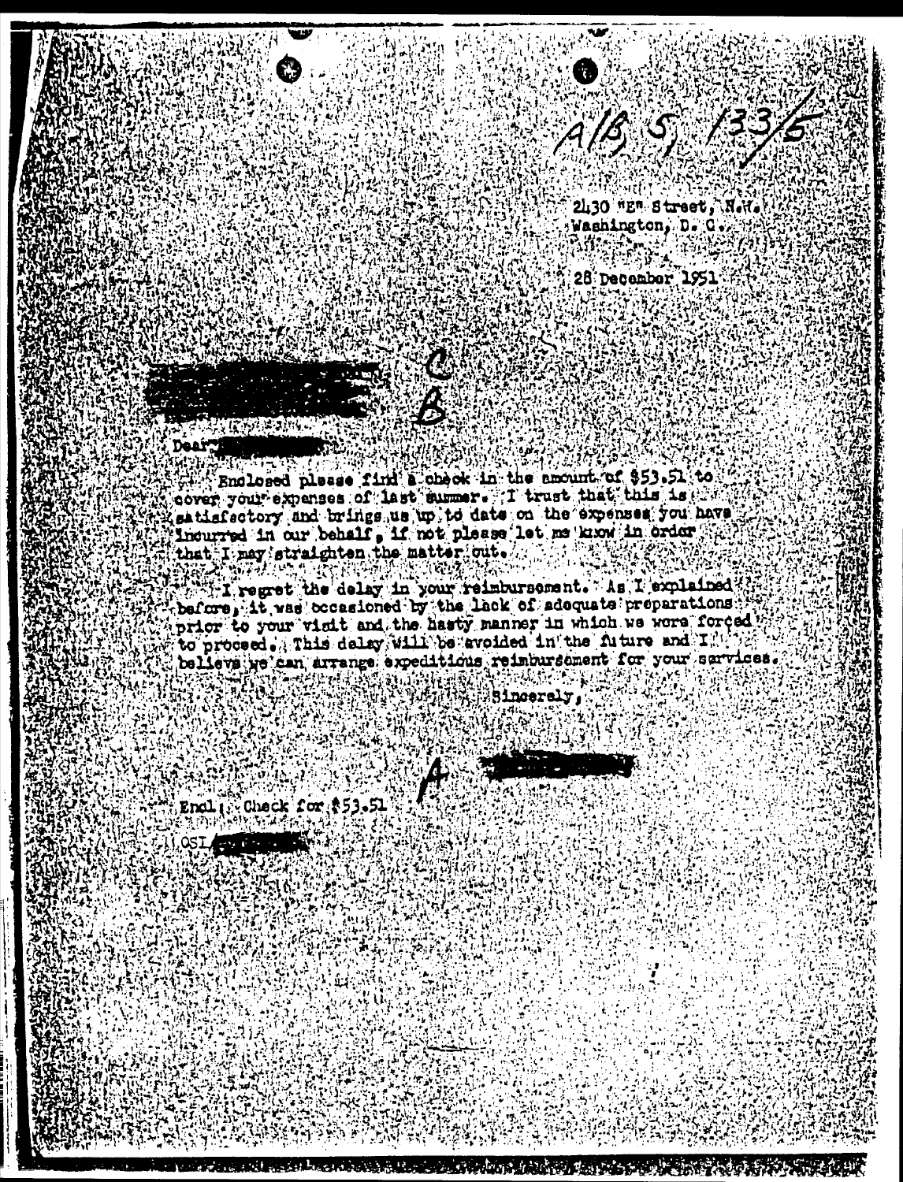A/B, 5, 133/5

2430 "E" Street, N.W.
Washington, D. C.

28 December 1951

C
B

Dear

Enclosed please find a check in the amount of $53.51 to cover your expenses of last summer. I trust that this is satisfactory and brings us up to date on the expenses you have incurred in our behalf, if not please let me know in order that I may straighten the matter out.

I regret the delay in your reimbursement. As I explained before, it was occasioned by the lack of adequate preparations prior to your visit and the hasty manner in which we were forced to proceed. This delay will be avoided in the future and I believe we can arrange expeditious reimbursement for your services.

Sincerely,

A

Encl.: Check for $53.51

OSI/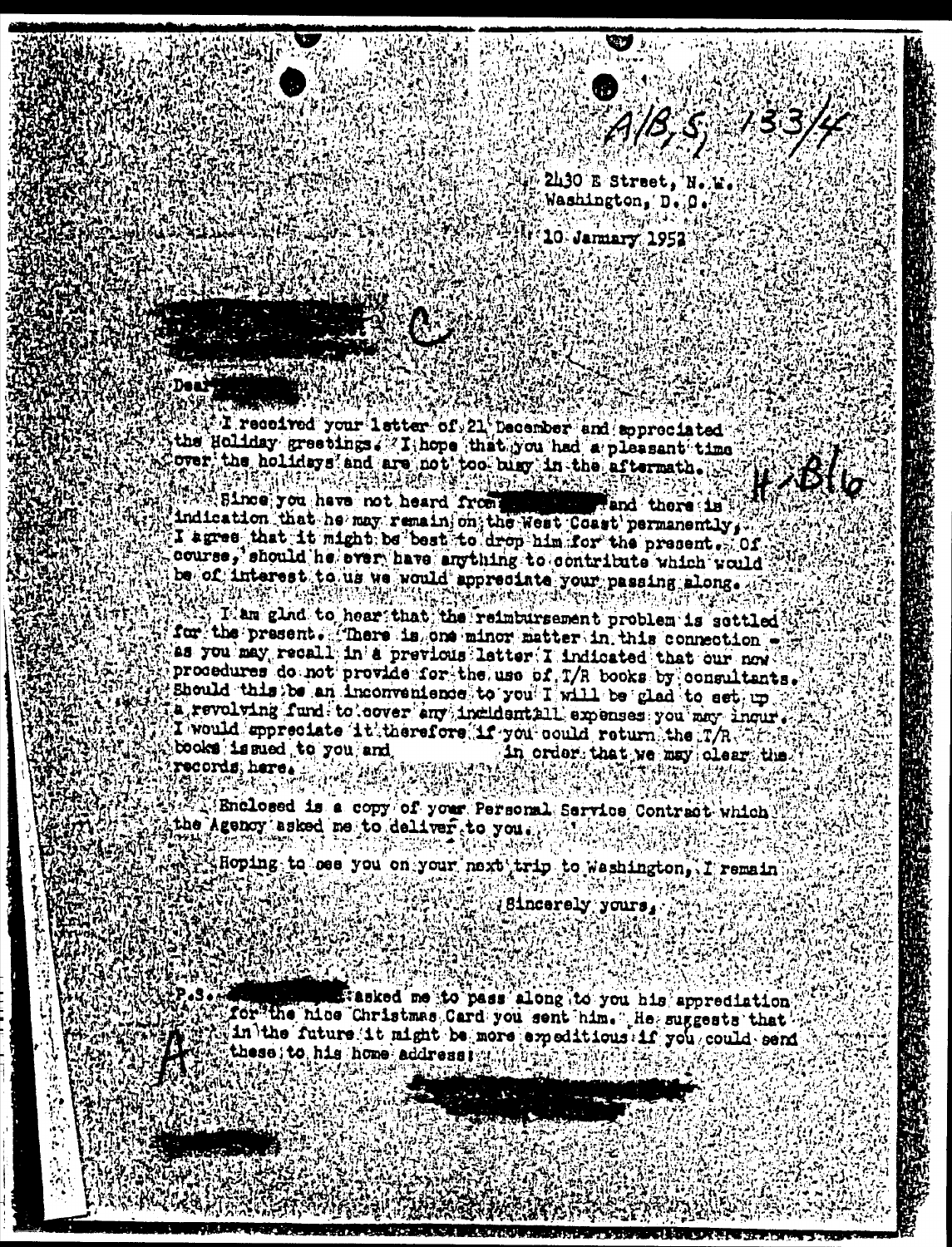A/B, 5, 133/4

2430 E Street, N.W.
Washington, D.C.

10 January 1952

C

Dear

I received your letter of 21 December and appreciated the Holiday greetings. I hope that you had a pleasant time over the holidays and are not too busy in the aftermath.

H-B16

Since you have not heard from and there is indication that he may remain on the West Coast permanently, I agree that it might be best to drop him for the present. Of course, should he ever have anything to contribute which would be of interest to us we would appreciate your passing along.

I am glad to hear that the reimbursement problem is settled for the present. There is one minor matter in this connection - as you may recall in a previous letter I indicated that our new procedures do not provide for the use of T/R books by consultants. Should this be an inconvenience to you I will be glad to set up a revolving fund to cover any incidentall expenses you may incur. I would appreciate it therefore if you could return the T/R books issued to you and in order that we may clear the records here.

Enclosed is a copy of your Personal Service Contract which the Agency asked me to deliver to you.

Hoping to see you on your next trip to Washington, I remain

Sincerely yours,

P.S. asked me to pass along to you his appreciation for the nice Christmas Card you sent him. He suggests that in the future it might be more expeditious if you could send these to his home address!

A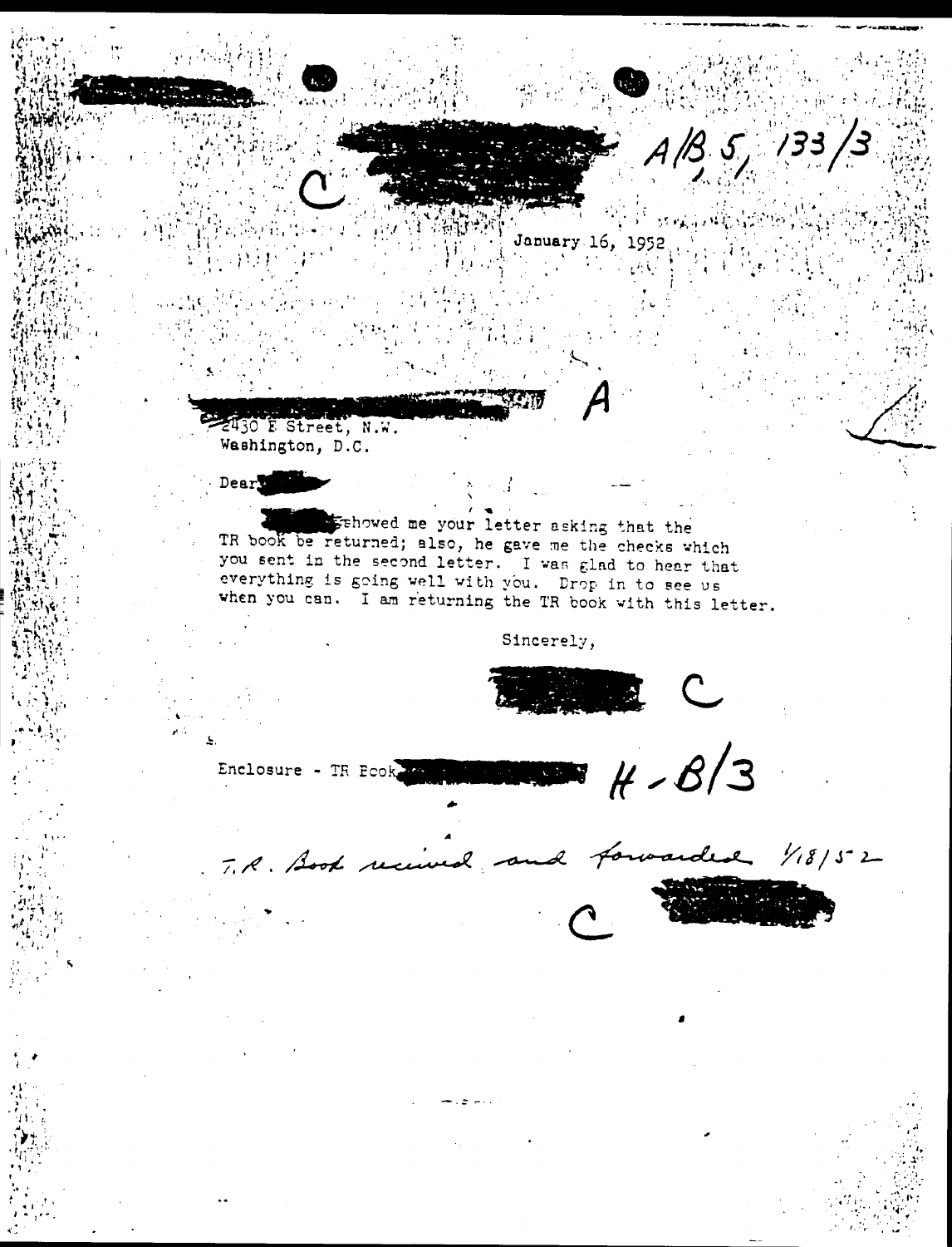C

A/B 5, 133/3

January 16, 1952

A

2430 E Street, N.W.
Washington, D.C.

Dear

showed me your letter asking that the TR book be returned; also, he gave me the checks which you sent in the second letter. I was glad to hear that everything is going well with you. Drop in to see us when you can. I am returning the TR book with this letter.

Sincerely,

C

Enclosure - TR Book

H-B/3

T.R. Book received and forwarded 1/18/52

C